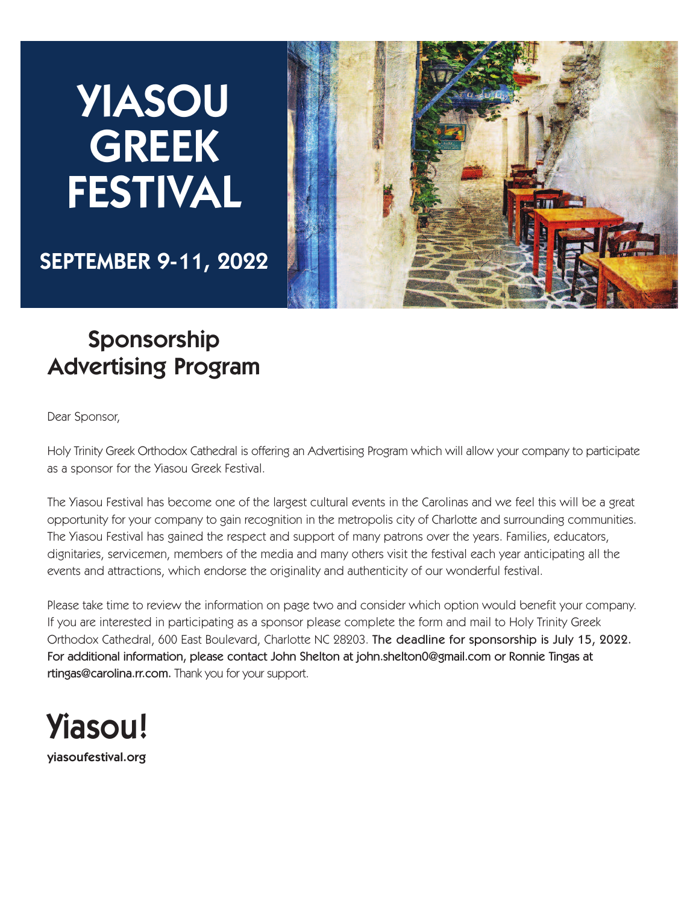# YIASOU GREEK FESTIVAL

**SEPTEMBER 9-11, 2022**

## Sponsorship Advertising Program

Dear Sponsor,

Holy Trinity Greek Orthodox Cathedral is offering an Advertising Program which will allow your company to participate as a sponsor for the Yiasou Greek Festival.

The Yiasou Festival has become one of the largest cultural events in the Carolinas and we feel this will be a great opportunity for your company to gain recognition in the metropolis city of Charlotte and surrounding communities. The Yiasou Festival has gained the respect and support of many patrons over the years. Families, educators, dignitaries, servicemen, members of the media and many others visit the festival each year anticipating all the events and attractions, which endorse the originality and authenticity of our wonderful festival.

Please take time to review the information on page two and consider which option would benefit your company. If you are interested in participating as a sponsor please complete the form and mail to Holy Trinity Greek Orthodox Cathedral, 600 East Boulevard, Charlotte NC 28203. **The deadline for sponsorship is July 15, 2022. For additional information, please contact John Shelton at john.shelton0@gmail.com or Ronnie Tingas at rtingas@carolina.rr.com.** Thank you for your support.

**Yiasou!**

**yiasoufestival.org**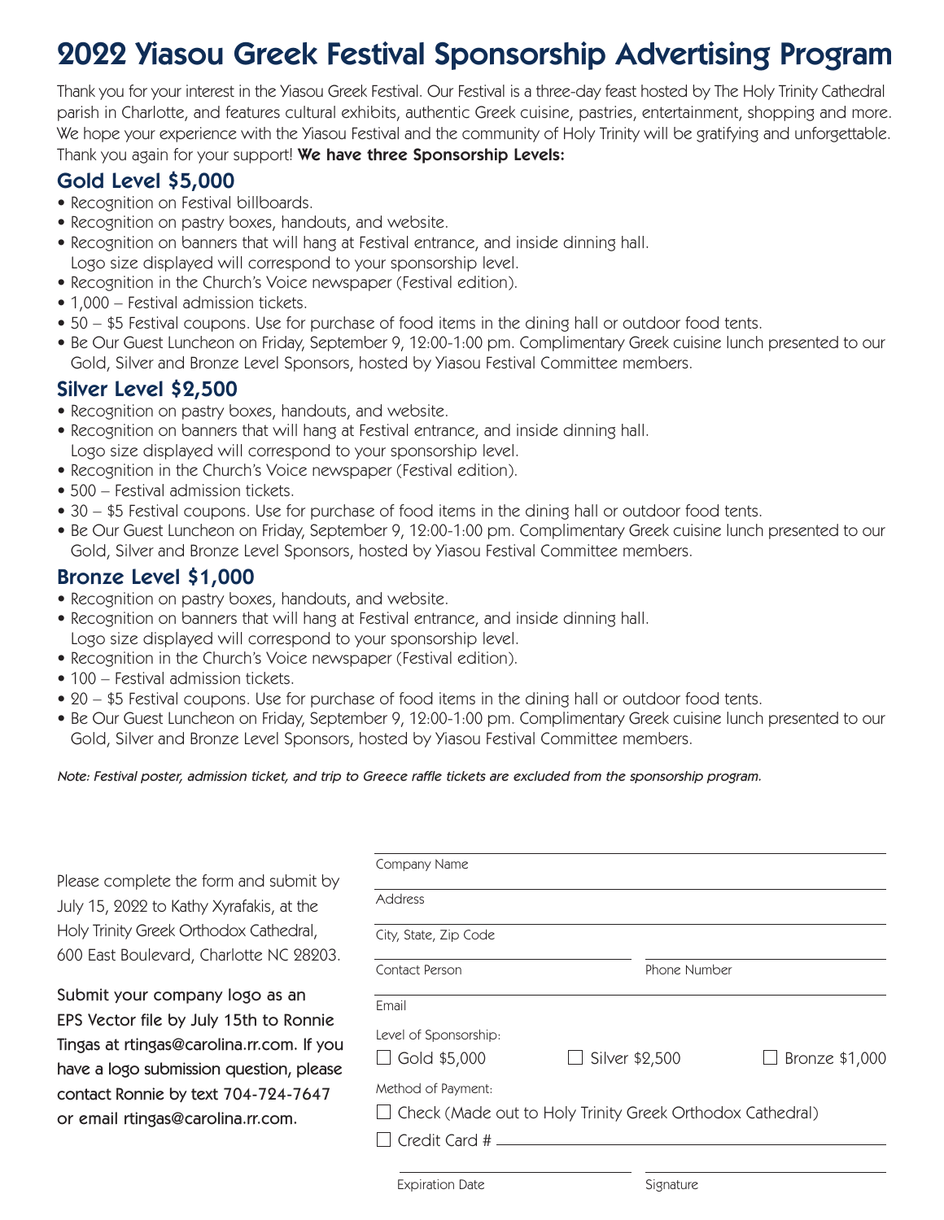# 2022 Yiasou Greek Festival Sponsorship Advertising Program

Thank you for your interest in the Yiasou Greek Festival. Our Festival is a three-day feast hosted by The Holy Trinity Cathedral parish in Charlotte, and features cultural exhibits, authentic Greek cuisine, pastries, entertainment, shopping and more. We hope your experience with the Yiasou Festival and the community of Holy Trinity will be gratifying and unforgettable. Thank you again for your support! **We have three Sponsorship Levels:**

## Gold Level $5,000

- Recognition on Festival billboards.
- Recognition on pastry boxes, handouts, and website.
- Recognition on banners that will hang at Festival entrance, and inside dinning hall. Logo size displayed will correspond to your sponsorship level.
- Recognition in the Church's Voice newspaper (Festival edition).
- 1,000 – Festival admission tickets.
- 50 – $5 Festival coupons. Use for purchase of food items in the dining hall or outdoor food tents.
- Be Our Guest Luncheon on Friday, September 9, 12:00-1:00 pm. Complimentary Greek cuisine lunch presented to our Gold, Silver and Bronze Level Sponsors, hosted by Yiasou Festival Committee members.

## Silver Level $2,500

- Recognition on pastry boxes, handouts, and website.
- Recognition on banners that will hang at Festival entrance, and inside dinning hall. Logo size displayed will correspond to your sponsorship level.
- Recognition in the Church's Voice newspaper (Festival edition).
- 500 – Festival admission tickets.
- 30 – $5 Festival coupons. Use for purchase of food items in the dining hall or outdoor food tents.
- Be Our Guest Luncheon on Friday, September 9, 12:00-1:00 pm. Complimentary Greek cuisine lunch presented to our Gold, Silver and Bronze Level Sponsors, hosted by Yiasou Festival Committee members.

## Bronze Level $1,000

- Recognition on pastry boxes, handouts, and website.
- Recognition on banners that will hang at Festival entrance, and inside dinning hall. Logo size displayed will correspond to your sponsorship level.
- Recognition in the Church's Voice newspaper (Festival edition).
- 100 – Festival admission tickets.
- 20 – $5 Festival coupons. Use for purchase of food items in the dining hall or outdoor food tents.
- Be Our Guest Luncheon on Friday, September 9, 12:00-1:00 pm. Complimentary Greek cuisine lunch presented to our Gold, Silver and Bronze Level Sponsors, hosted by Yiasou Festival Committee members.

*Note: Festival poster, admission ticket, and trip to Greece raffle tickets are excluded from the sponsorship program.*

Please complete the form and submit by July 15, 2022 to Kathy Xyrafakis, at the Holy Trinity Greek Orthodox Cathedral, 600 East Boulevard, Charlotte NC 28203.

**Submit your company logo as an EPS Vector file by July 15th to Ronnie Tingas at rtingas@carolina.rr.com. If you have a logo submission question, please contact Ronnie by text 704-724-7647 or email rtingas@carolina.rr.com.**

Company Name

Address

City, State, Zip Code

Contact Person &nbsp;&nbsp;&nbsp;&nbsp; Phone Number

Email

Level of Sponsorship:

☐ Gold $5,000 &nbsp;&nbsp; ☐ Silver $2,500 &nbsp;&nbsp; ☐ Bronze $1,000

Method of Payment:

☐ Check (Made out to Holy Trinity Greek Orthodox Cathedral)

☐ Credit Card # ____________________

Expiration Date &nbsp;&nbsp;&nbsp;&nbsp; Signature